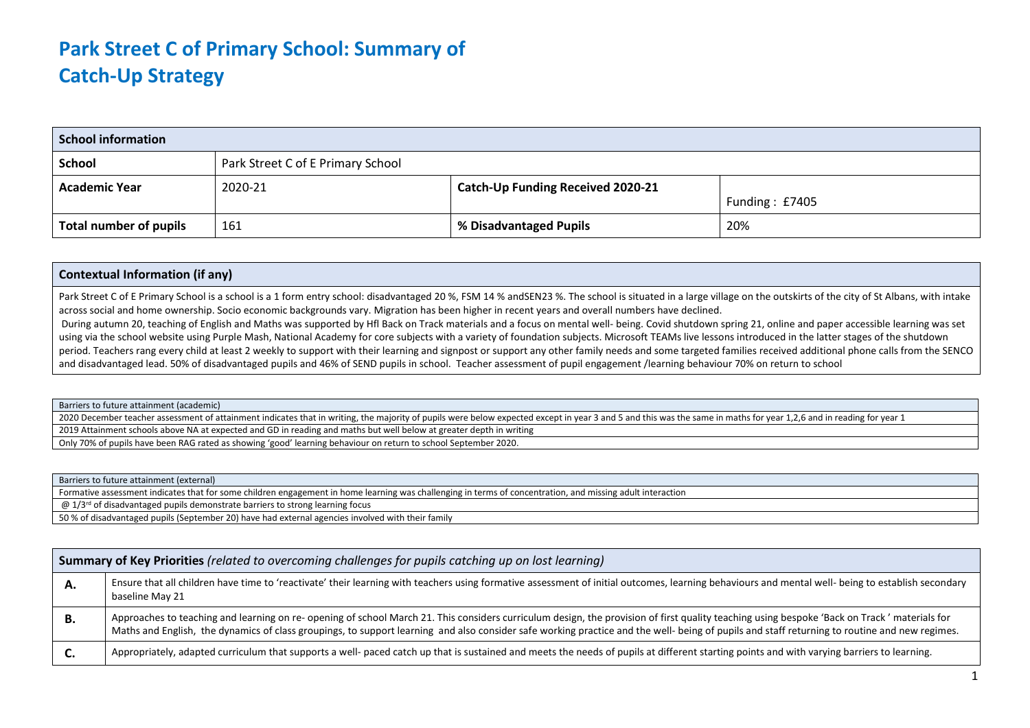# Park Street C of Primary School: Summary of Catch-Up Strategy

| School information | | | |
|---|---|---|---|
| **School** | Park Street C of E Primary School | | |
| **Academic Year** | 2020-21 | **Catch-Up Funding Received 2020-21** | Funding : £7405 |
| **Total number of pupils** | 161 | **% Disadvantaged Pupils** | 20% |

| Contextual Information (if any) |
|---|
| Park Street C of E Primary School is a school is a 1 form entry school: disadvantaged 20 %, FSM 14 % andSEN23 %. The school is situated in a large village on the outskirts of the city of St Albans, with intake across social and home ownership. Socio economic backgrounds vary. Migration has been higher in recent years and overall numbers have declined. During autumn 20, teaching of English and Maths was supported by Hfl Back on Track materials and a focus on mental well- being. Covid shutdown spring 21, online and paper accessible learning was set using via the school website using Purple Mash, National Academy for core subjects with a variety of foundation subjects. Microsoft TEAMs live lessons introduced in the latter stages of the shutdown period. Teachers rang every child at least 2 weekly to support with their learning and signpost or support any other family needs and some targeted families received additional phone calls from the SENCO and disadvantaged lead. 50% of disadvantaged pupils and 46% of SEND pupils in school. Teacher assessment of pupil engagement /learning behaviour 70% on return to school |

| Barriers to future attainment (academic) |
|---|
| 2020 December teacher assessment of attainment indicates that in writing, the majority of pupils were below expected except in year 3 and 5 and this was the same in maths for year 1,2,6 and in reading for year 1 |
| 2019 Attainment schools above NA at expected and GD in reading and maths but well below at greater depth in writing |
| Only 70% of pupils have been RAG rated as showing 'good' learning behaviour on return to school September 2020. |

| Barriers to future attainment (external) |
|---|
| Formative assessment indicates that for some children engagement in home learning was challenging in terms of concentration, and missing adult interaction |
| @ 1/3rd of disadvantaged pupils demonstrate barriers to strong learning focus |
| 50 % of disadvantaged pupils (September 20) have had external agencies involved with their family |

| **Summary of Key Priorities** *(related to overcoming challenges for pupils catching up on lost learning)* | |
|---|---|
| **A.** | Ensure that all children have time to 'reactivate' their learning with teachers using formative assessment of initial outcomes, learning behaviours and mental well- being to establish secondary baseline May 21 |
| **B.** | Approaches to teaching and learning on re- opening of school March 21. This considers curriculum design, the provision of first quality teaching using bespoke 'Back on Track ' materials for Maths and English, the dynamics of class groupings, to support learning and also consider safe working practice and the well- being of pupils and staff returning to routine and new regimes. |
| **C.** | Appropriately, adapted curriculum that supports a well- paced catch up that is sustained and meets the needs of pupils at different starting points and with varying barriers to learning. |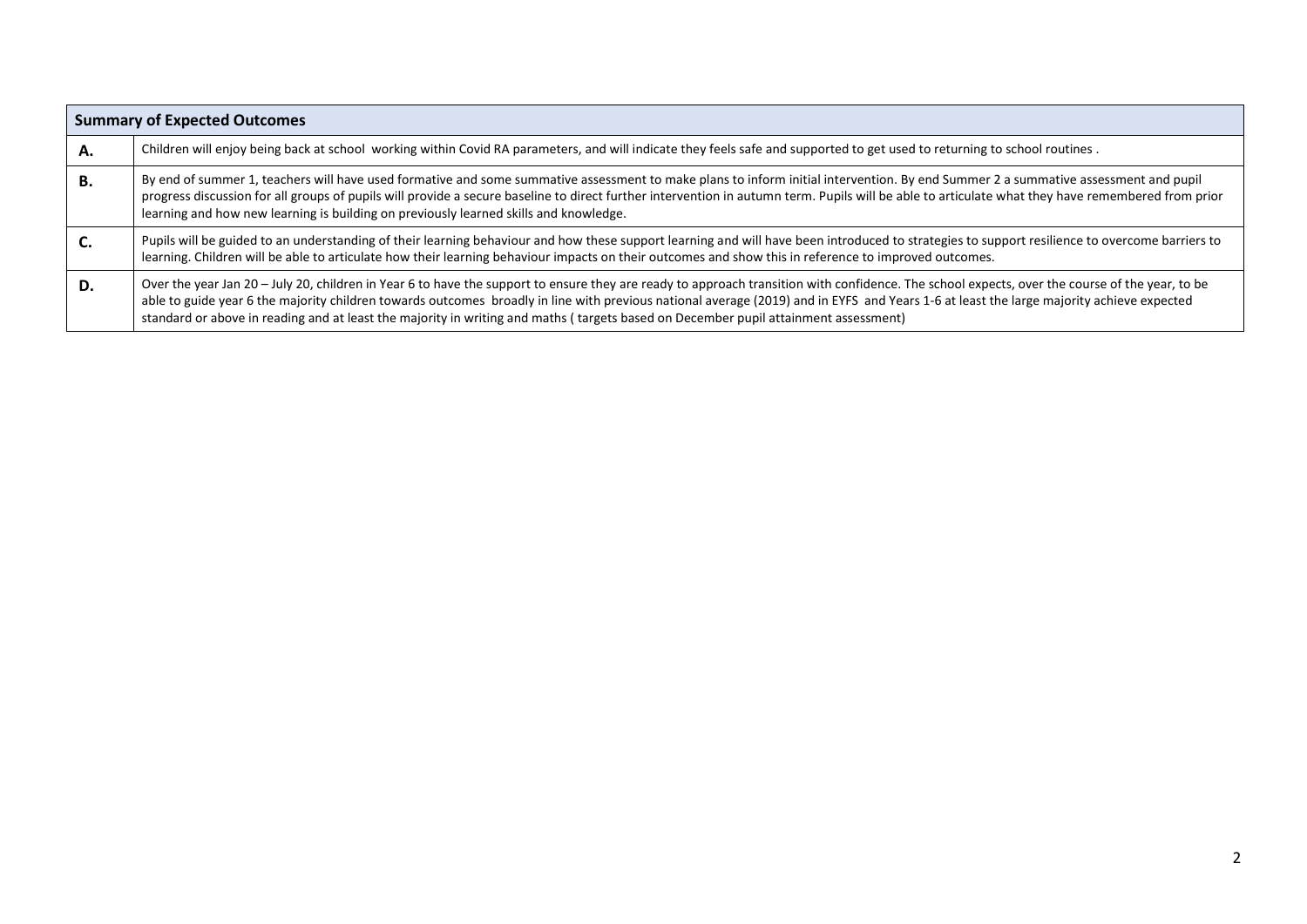| Summary of Expected Outcomes | |
|---|---|
| **A.** | Children will enjoy being back at school working within Covid RA parameters, and will indicate they feels safe and supported to get used to returning to school routines . |
| **B.** | By end of summer 1, teachers will have used formative and some summative assessment to make plans to inform initial intervention. By end Summer 2 a summative assessment and pupil progress discussion for all groups of pupils will provide a secure baseline to direct further intervention in autumn term. Pupils will be able to articulate what they have remembered from prior learning and how new learning is building on previously learned skills and knowledge. |
| **C.** | Pupils will be guided to an understanding of their learning behaviour and how these support learning and will have been introduced to strategies to support resilience to overcome barriers to learning. Children will be able to articulate how their learning behaviour impacts on their outcomes and show this in reference to improved outcomes. |
| **D.** | Over the year Jan 20 – July 20, children in Year 6 to have the support to ensure they are ready to approach transition with confidence. The school expects, over the course of the year, to be able to guide year 6 the majority children towards outcomes broadly in line with previous national average (2019) and in EYFS and Years 1-6 at least the large majority achieve expected standard or above in reading and at least the majority in writing and maths ( targets based on December pupil attainment assessment) |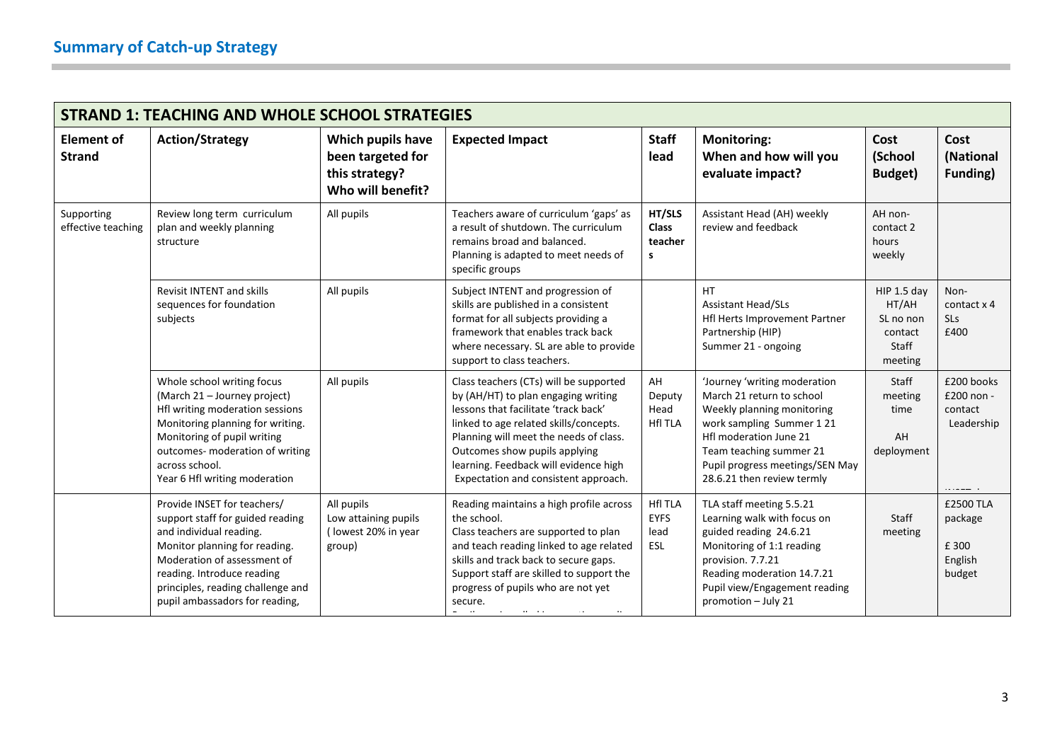## Summary of Catch-up Strategy

| STRAND 1: TEACHING AND WHOLE SCHOOL STRATEGIES | | | | | | | |
|---|---|---|---|---|---|---|---|
| **Element of Strand** | **Action/Strategy** | **Which pupils have been targeted for this strategy? Who will benefit?** | **Expected Impact** | **Staff lead** | **Monitoring: When and how will you evaluate impact?** | **Cost (School Budget)** | **Cost (National Funding)** |
| Supporting effective teaching | Review long term curriculum plan and weekly planning structure | All pupils | Teachers aware of curriculum 'gaps' as a result of shutdown. The curriculum remains broad and balanced. Planning is adapted to meet needs of specific groups | **HT/SLS Class teachers** | Assistant Head (AH) weekly review and feedback | AH non-contact 2 hours weekly | |
| | Revisit INTENT and skills sequences for foundation subjects | All pupils | Subject INTENT and progression of skills are published in a consistent format for all subjects providing a framework that enables track back where necessary. SL are able to provide support to class teachers. | | HT<br>Assistant Head/SLs<br>Hfl Herts Improvement Partner Partnership (HIP)<br>Summer 21 - ongoing | HIP 1.5 day HT/AH<br>SL no non contact<br>Staff meeting | Non-contact x 4 SLs<br>£400 |
| | Whole school writing focus (March 21 – Journey project)<br>Hfl writing moderation sessions<br>Monitoring planning for writing.<br>Monitoring of pupil writing outcomes- moderation of writing across school.<br>Year 6 Hfl writing moderation | All pupils | Class teachers (CTs) will be supported by (AH/HT) to plan engaging writing lessons that facilitate 'track back' linked to age related skills/concepts. Planning will meet the needs of class. Outcomes show pupils applying learning. Feedback will evidence high Expectation and consistent approach. | AH<br>Deputy Head<br>Hfl TLA | 'Journey 'writing moderation March 21 return to school<br>Weekly planning monitoring<br>work sampling Summer 1 21<br>Hfl moderation June 21<br>Team teaching summer 21<br>Pupil progress meetings/SEN May 28.6.21 then review termly | Staff meeting time<br>AH deployment | £200 books<br>£200 non - contact Leadership |
| | Provide INSET for teachers/ support staff for guided reading and individual reading.<br>Monitor planning for reading.<br>Moderation of assessment of reading. Introduce reading principles, reading challenge and pupil ambassadors for reading, | All pupils<br>Low attaining pupils (lowest 20% in year group) | Reading maintains a high profile across the school.<br>Class teachers are supported to plan and teach reading linked to age related skills and track back to secure gaps.<br>Support staff are skilled to support the progress of pupils who are not yet secure. | Hfl TLA<br>EYFS lead<br>ESL | TLA staff meeting 5.5.21<br>Learning walk with focus on guided reading 24.6.21<br>Monitoring of 1:1 reading provision. 7.7.21<br>Reading moderation 14.7.21<br>Pupil view/Engagement reading promotion – July 21 | Staff meeting | £2500 TLA package<br>£ 300 English budget |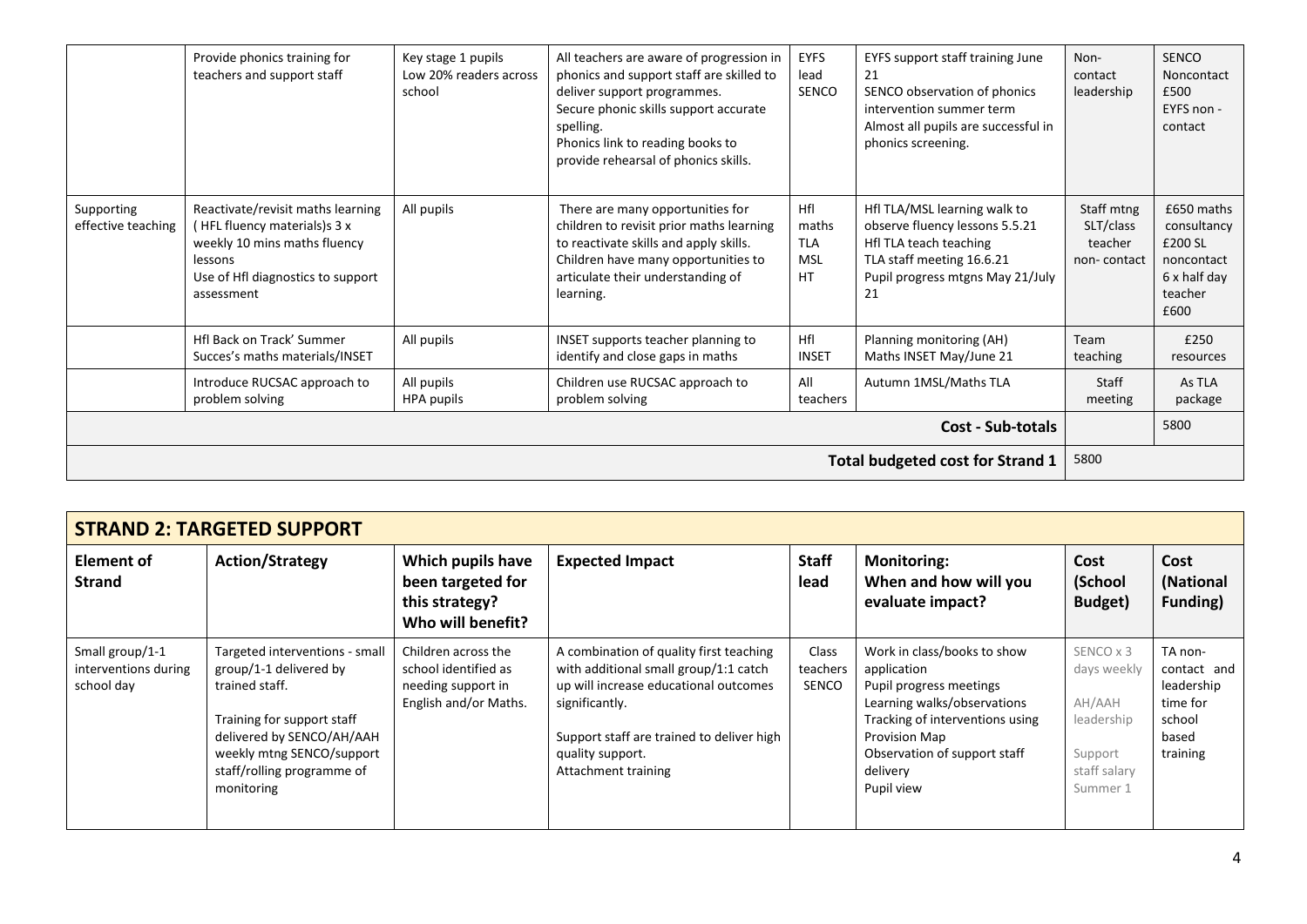| | Provide phonics training for teachers and support staff | Key stage 1 pupils Low 20% readers across school | All teachers are aware of progression in phonics and support staff are skilled to deliver support programmes. Secure phonic skills support accurate spelling. Phonics link to reading books to provide rehearsal of phonics skills. | EYFS lead SENCO | EYFS support staff training June 21 SENCO observation of phonics intervention summer term Almost all pupils are successful in phonics screening. | Non-contact leadership | SENCO Noncontact £500 EYFS non - contact |
|---|---|---|---|---|---|---|---|
| Supporting effective teaching | Reactivate/revisit maths learning ( HFL fluency materials)s 3 x weekly 10 mins maths fluency lessons Use of Hfl diagnostics to support assessment | All pupils | There are many opportunities for children to revisit prior maths learning to reactivate skills and apply skills. Children have many opportunities to articulate their understanding of learning. | Hfl maths TLA MSL HT | Hfl TLA/MSL learning walk to observe fluency lessons 5.5.21 Hfl TLA teach teaching TLA staff meeting 16.6.21 Pupil progress mtgns May 21/July 21 | Staff mtng SLT/class teacher non- contact | £650 maths consultancy £200 SL noncontact 6 x half day teacher £600 |
| | Hfl Back on Track' Summer Succes's maths materials/INSET | All pupils | INSET supports teacher planning to identify and close gaps in maths | Hfl INSET | Planning monitoring (AH) Maths INSET May/June 21 | Team teaching | £250 resources |
| | Introduce RUCSAC approach to problem solving | All pupils HPA pupils | Children use RUCSAC approach to problem solving | All teachers | Autumn 1MSL/Maths TLA | Staff meeting | As TLA package |
| | | | | | **Cost - Sub-totals** | | 5800 |
| | | | | | **Total budgeted cost for Strand 1** | 5800 | |

## STRAND 2: TARGETED SUPPORT

| Element of Strand | Action/Strategy | Which pupils have been targeted for this strategy? Who will benefit? | Expected Impact | Staff lead | Monitoring: When and how will you evaluate impact? | Cost (School Budget) | Cost (National Funding) |
|---|---|---|---|---|---|---|---|
| Small group/1-1 interventions during school day | Targeted interventions - small group/1-1 delivered by trained staff. Training for support staff delivered by SENCO/AH/AAH weekly mtng SENCO/support staff/rolling programme of monitoring | Children across the school identified as needing support in English and/or Maths. | A combination of quality first teaching with additional small group/1:1 catch up will increase educational outcomes significantly. Support staff are trained to deliver high quality support. Attachment training | Class teachers SENCO | Work in class/books to show application Pupil progress meetings Learning walks/observations Tracking of interventions using Provision Map Observation of support staff delivery Pupil view | SENCO x 3 days weekly AH/AAH leadership Support staff salary Summer 1 | TA non-contact and leadership time for school based training |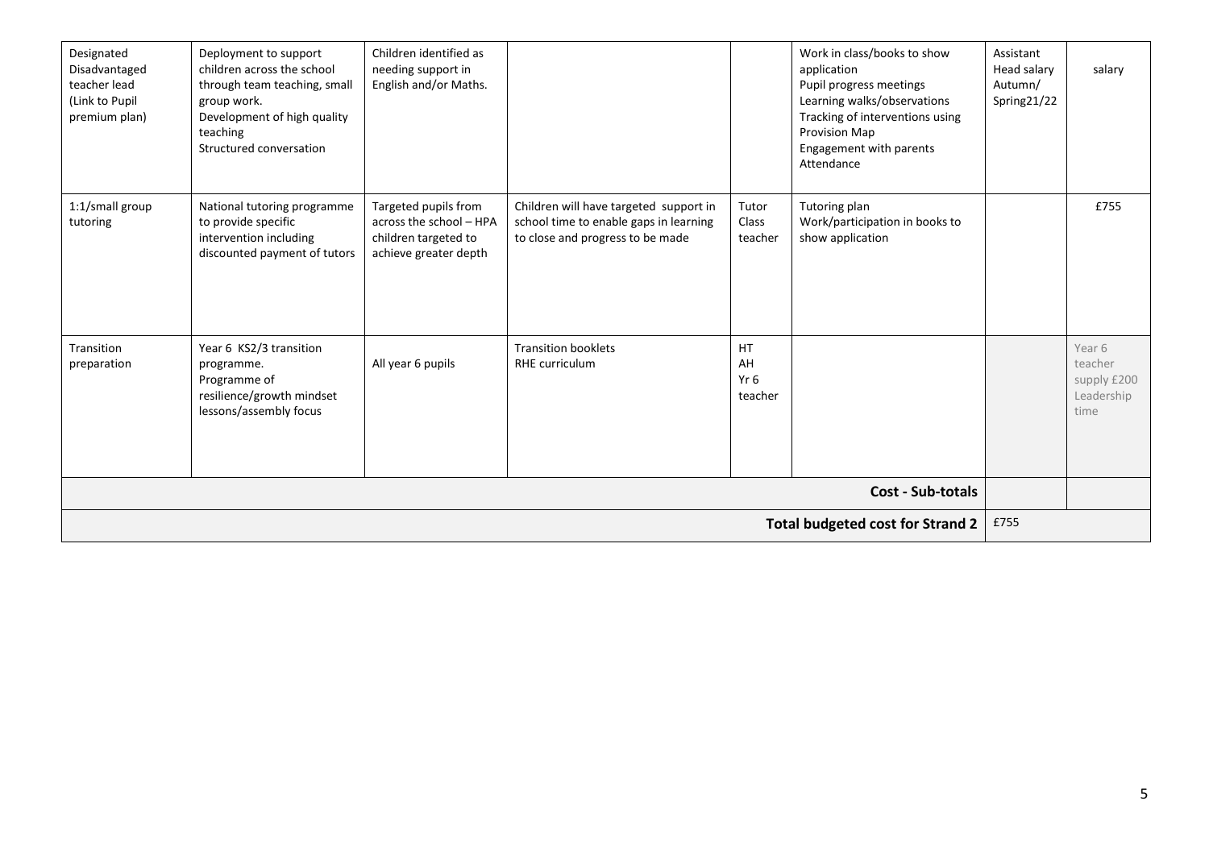| Designated Disadvantaged teacher lead (Link to Pupil premium plan) | Deployment to support children across the school through team teaching, small group work.<br>Development of high quality teaching<br>Structured conversation | Children identified as needing support in English and/or Maths. | | | Work in class/books to show application<br>Pupil progress meetings<br>Learning walks/observations<br>Tracking of interventions using Provision Map<br>Engagement with parents<br>Attendance | Assistant Head salary Autumn/ Spring21/22 | salary |
|---|---|---|---|---|---|---|---|
| 1:1/small group tutoring | National tutoring programme to provide specific intervention including discounted payment of tutors | Targeted pupils from across the school – HPA children targeted to achieve greater depth | Children will have targeted support in school time to enable gaps in learning to close and progress to be made | Tutor<br>Class teacher | Tutoring plan<br>Work/participation in books to show application | | £755 |
| Transition preparation | Year 6 KS2/3 transition programme.<br>Programme of resilience/growth mindset lessons/assembly focus | All year 6 pupils | Transition booklets<br>RHE curriculum | HT<br>AH<br>Yr 6 teacher | | | Year 6 teacher supply £200<br>Leadership time |
| | | | | | **Cost - Sub-totals** | | |
| | | | | | **Total budgeted cost for Strand 2** | £755 | |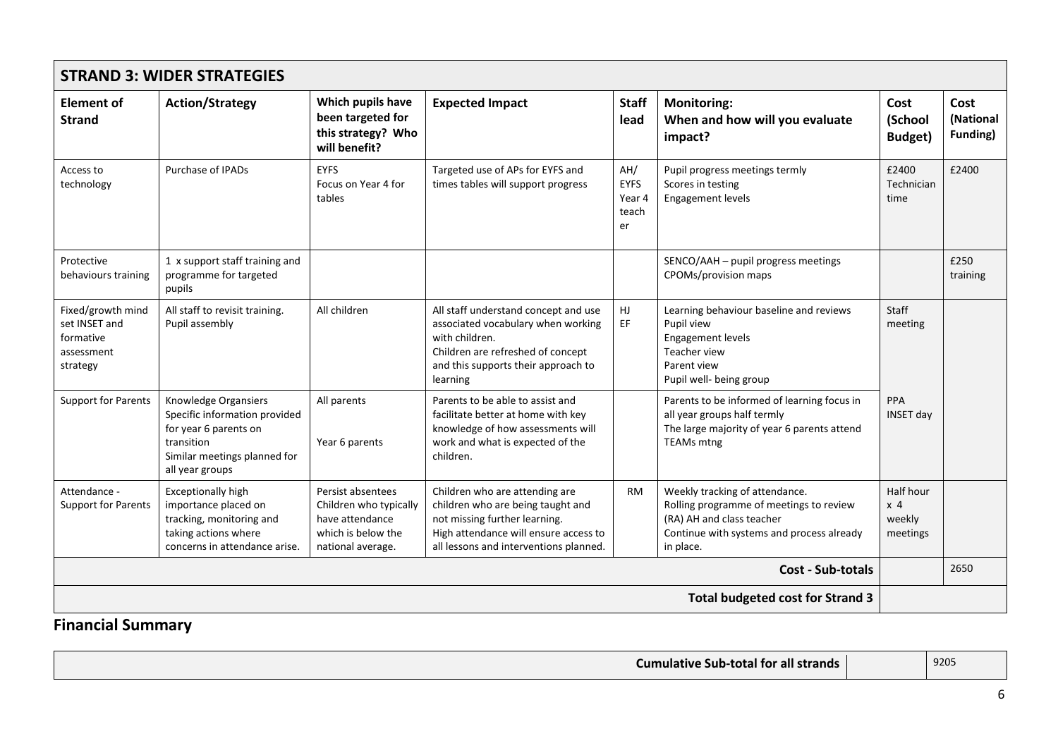## STRAND 3: WIDER STRATEGIES

| Element of Strand | Action/Strategy | Which pupils have been targeted for this strategy? Who will benefit? | Expected Impact | Staff lead | Monitoring: When and how will you evaluate impact? | Cost (School Budget) | Cost (National Funding) |
|---|---|---|---|---|---|---|---|
| Access to technology | Purchase of IPADs | EYFS<br>Focus on Year 4 for tables | Targeted use of APs for EYFS and times tables will support progress | AH/<br>EYFS<br>Year 4 teacher | Pupil progress meetings termly<br>Scores in testing<br>Engagement levels | £2400<br>Technician time | £2400 |
| Protective behaviours training | 1 x support staff training and programme for targeted pupils | | | | SENCO/AAH – pupil progress meetings<br>CPOMs/provision maps | | £250 training |
| Fixed/growth mind set INSET and formative assessment strategy | All staff to revisit training.<br>Pupil assembly | All children | All staff understand concept and use associated vocabulary when working with children.<br>Children are refreshed of concept and this supports their approach to learning | HJ<br>EF | Learning behaviour baseline and reviews<br>Pupil view<br>Engagement levels<br>Teacher view<br>Parent view<br>Pupil well- being group | Staff meeting | |
| Support for Parents | Knowledge Organsiers<br>Specific information provided for year 6 parents on transition<br>Similar meetings planned for all year groups | All parents<br><br>Year 6 parents | Parents to be able to assist and facilitate better at home with key knowledge of how assessments will work and what is expected of the children. | | Parents to be informed of learning focus in all year groups half termly<br>The large majority of year 6 parents attend TEAMs mtng | PPA<br>INSET day | |
| Attendance - Support for Parents | Exceptionally high importance placed on tracking, monitoring and taking actions where concerns in attendance arise. | Persist absentees<br>Children who typically have attendance which is below the national average. | Children who are attending are children who are being taught and not missing further learning.<br>High attendance will ensure access to all lessons and interventions planned. | RM | Weekly tracking of attendance.<br>Rolling programme of meetings to review (RA) AH and class teacher<br>Continue with systems and process already in place. | Half hour x 4 weekly meetings | |
| | | | | | **Cost - Sub-totals** | | 2650 |
| | | | | | **Total budgeted cost for Strand 3** | | |

## Financial Summary

| | | |
|---|---|---|
| **Cumulative Sub-total for all strands** | | 9205 |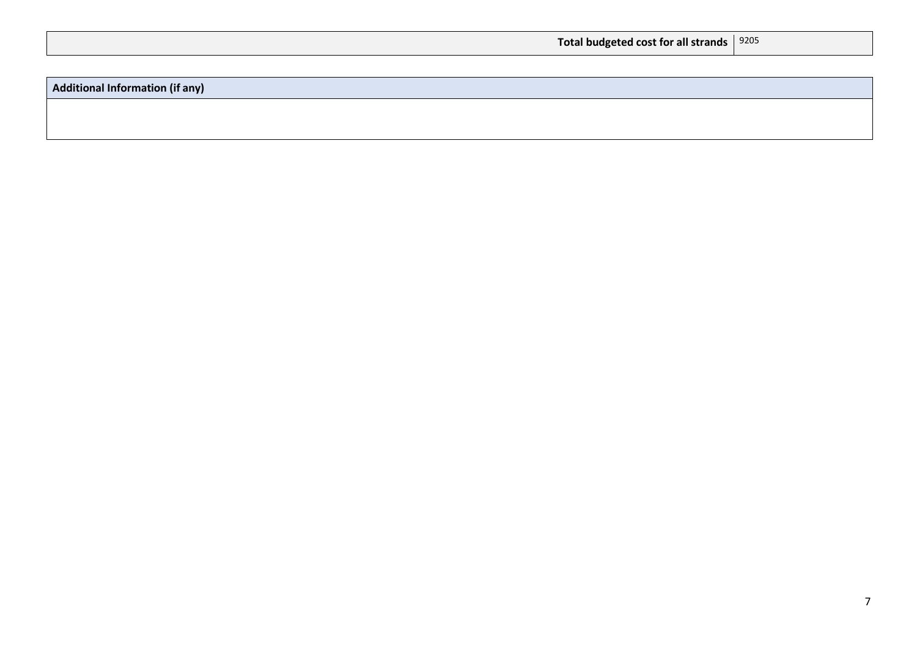| | |
|---|---|
| **Total budgeted cost for all strands** | 9205 |

| **Additional Information (if any)** |
|---|
| |